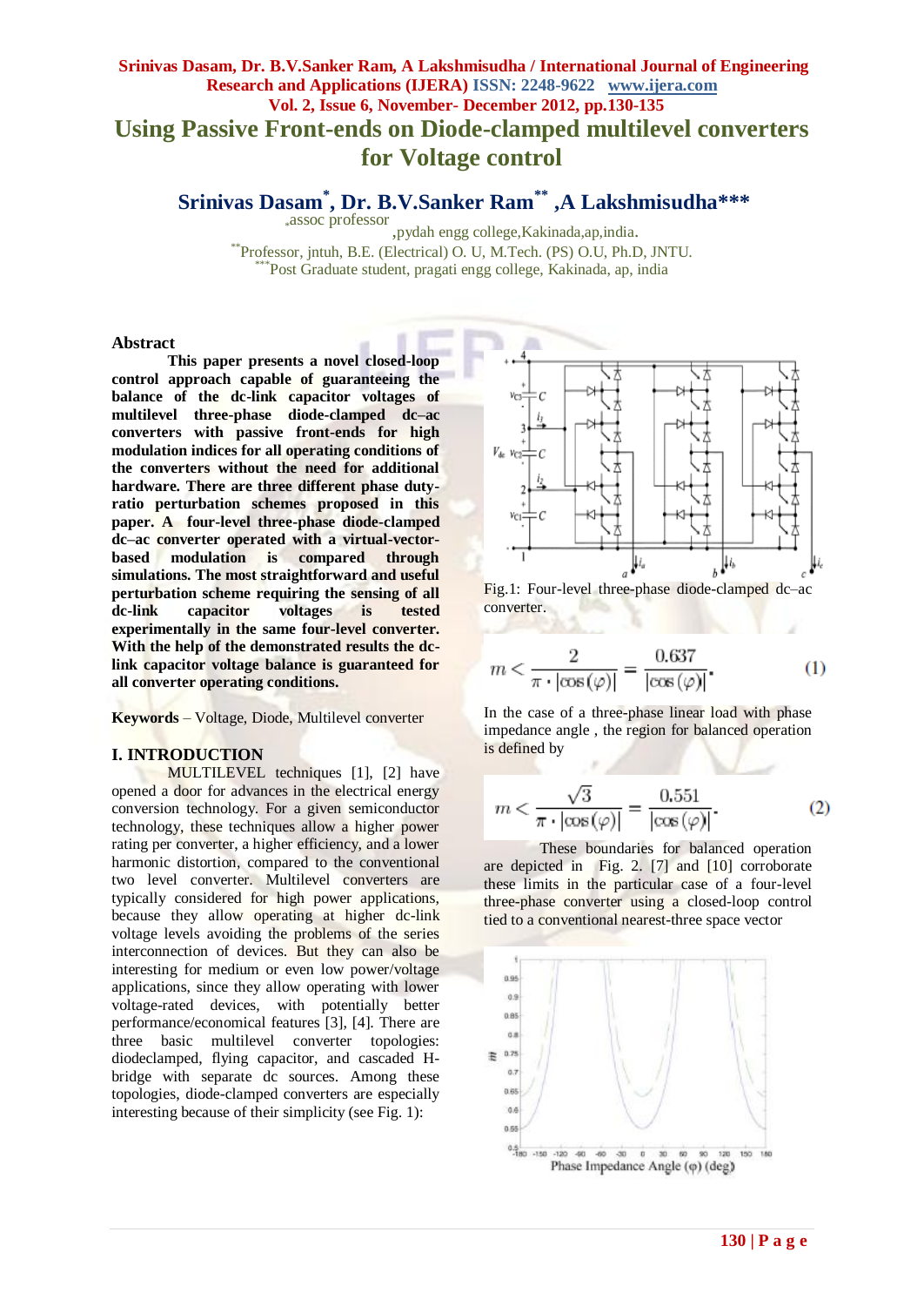# Using Passive Front-ends on Diode-clamped multilevel converters for Voltage control

## Srinivas Dasam*, Dr. B.V.Sanker Ram** ,A Lakshmisudha***

*assoc professor ,pydah engg college,Kakinada,ap,india.

**Professor, jntuh, B.E. (Electrical) O. U, M.Tech. (PS) O.U, Ph.D, JNTU.

***Post Graduate student, pragati engg college, Kakinada, ap, india

### Abstract

**This paper presents a novel closed-loop control approach capable of guaranteeing the balance of the dc-link capacitor voltages of multilevel three-phase diode-clamped dc–ac converters with passive front-ends for high modulation indices for all operating conditions of the converters without the need for additional hardware. There are three different phase duty-ratio perturbation schemes proposed in this paper. A four-level three-phase diode-clamped dc–ac converter operated with a virtual-vector-based modulation is compared through simulations. The most straightforward and useful perturbation scheme requiring the sensing of all dc-link capacitor voltages is tested experimentally in the same four-level converter. With the help of the demonstrated results the dc-link capacitor voltage balance is guaranteed for all converter operating conditions.**

**Keywords** – Voltage, Diode, Multilevel converter

## I. INTRODUCTION

MULTILEVEL techniques [1], [2] have opened a door for advances in the electrical energy conversion technology. For a given semiconductor technology, these techniques allow a higher power rating per converter, a higher efficiency, and a lower harmonic distortion, compared to the conventional two level converter. Multilevel converters are typically considered for high power applications, because they allow operating at higher dc-link voltage levels avoiding the problems of the series interconnection of devices. But they can also be interesting for medium or even low power/voltage applications, since they allow operating with lower voltage-rated devices, with potentially better performance/economical features [3], [4]. There are three basic multilevel converter topologies: diodeclamped, flying capacitor, and cascaded H-bridge with separate dc sources. Among these topologies, diode-clamped converters are especially interesting because of their simplicity (see Fig. 1):

Fig.1: Four-level three-phase diode-clamped dc–ac converter.

$$m < \frac{2}{\pi \cdot |\cos(\varphi)|} = \frac{0.637}{|\cos(\varphi)|}. \quad (1)$$

In the case of a three-phase linear load with phase impedance angle , the region for balanced operation is defined by

$$m < \frac{\sqrt{3}}{\pi \cdot |\cos(\varphi)|} = \frac{0.551}{|\cos(\varphi)|}. \quad (2)$$

These boundaries for balanced operation are depicted in Fig. 2. [7] and [10] corroborate these limits in the particular case of a four-level three-phase converter using a closed-loop control tied to a conventional nearest-three space vector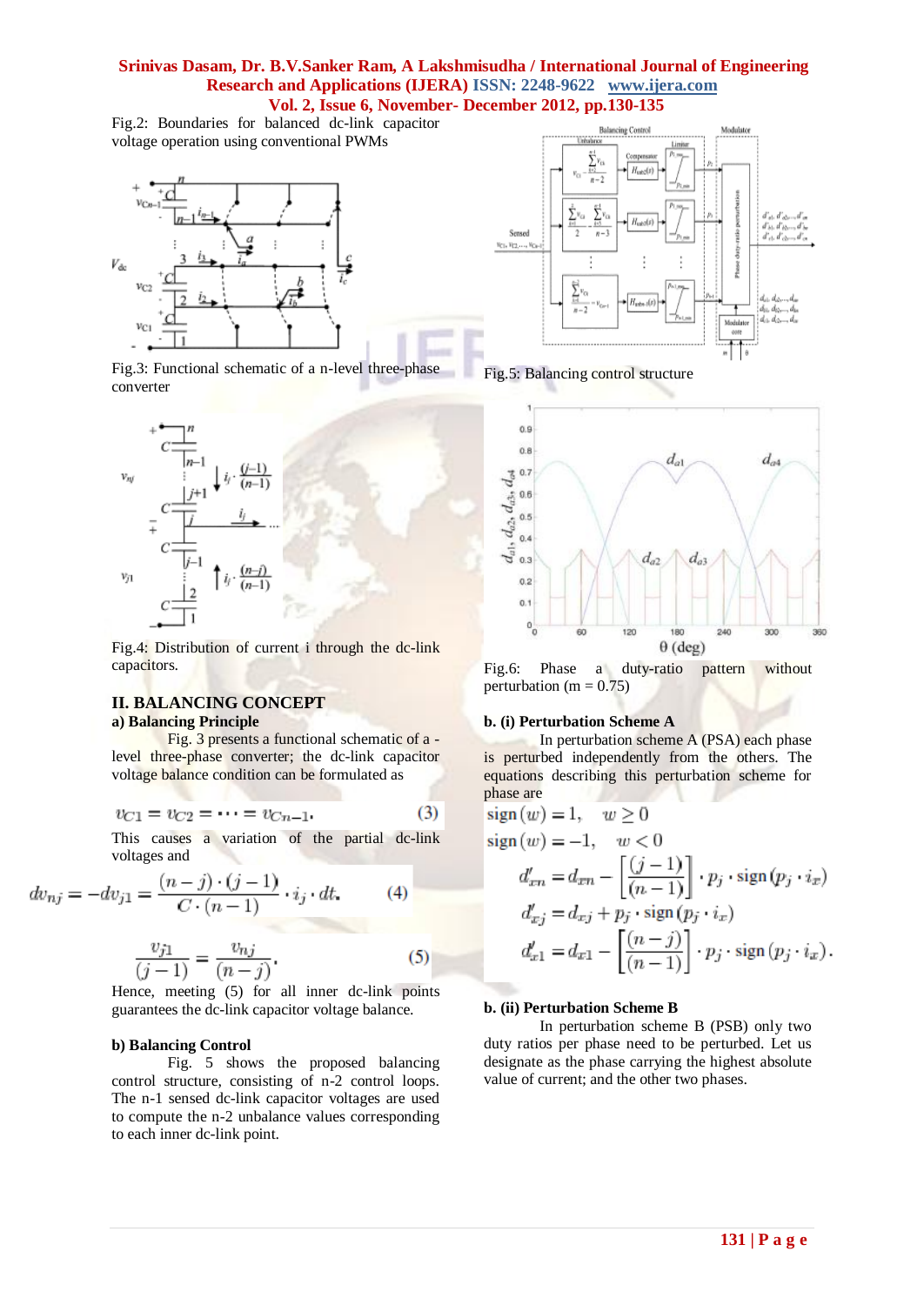Fig.2: Boundaries for balanced dc-link capacitor voltage operation using conventional PWMs

Fig.3: Functional schematic of a n-level three-phase converter

Fig.4: Distribution of current i through the dc-link capacitors.

## II. BALANCING CONCEPT

### a) Balancing Principle

Fig. 3 presents a functional schematic of a -level three-phase converter; the dc-link capacitor voltage balance condition can be formulated as

$$v_{C1} = v_{C2} = \cdots = v_{Cn-1}. \tag{3}$$

This causes a variation of the partial dc-link voltages and

$$dv_{nj} = -dv_{j1} = \frac{(n-j)\cdot(j-1)}{C\cdot(n-1)}\cdot i_j \cdot dt. \tag{4}$$

$$\frac{v_{j1}}{(j-1)} = \frac{v_{nj}}{(n-j)}. \tag{5}$$

Hence, meeting (5) for all inner dc-link points guarantees the dc-link capacitor voltage balance.

### b) Balancing Control

Fig. 5 shows the proposed balancing control structure, consisting of n-2 control loops. The n-1 sensed dc-link capacitor voltages are used to compute the n-2 unbalance values corresponding to each inner dc-link point.

Fig.5: Balancing control structure

Fig.6: Phase a duty-ratio pattern without perturbation (m = 0.75)

### b. (i) Perturbation Scheme A

In perturbation scheme A (PSA) each phase is perturbed independently from the others. The equations describing this perturbation scheme for phase are

$$\text{sign}(w) = 1, \quad w \geq 0$$

$$\text{sign}(w) = -1, \quad w < 0$$

$$d'_{xn} = d_{xn} - \left[\frac{(j-1)}{(n-1)}\right]\cdot p_j \cdot \text{sign}(p_j \cdot i_x)$$

$$d'_{xj} = d_{xj} + p_j \cdot \text{sign}(p_j \cdot i_x)$$

$$d'_{x1} = d_{x1} - \left[\frac{(n-j)}{(n-1)}\right]\cdot p_j \cdot \text{sign}(p_j \cdot i_x).$$

### b. (ii) Perturbation Scheme B

In perturbation scheme B (PSB) only two duty ratios per phase need to be perturbed. Let us designate as the phase carrying the highest absolute value of current; and the other two phases.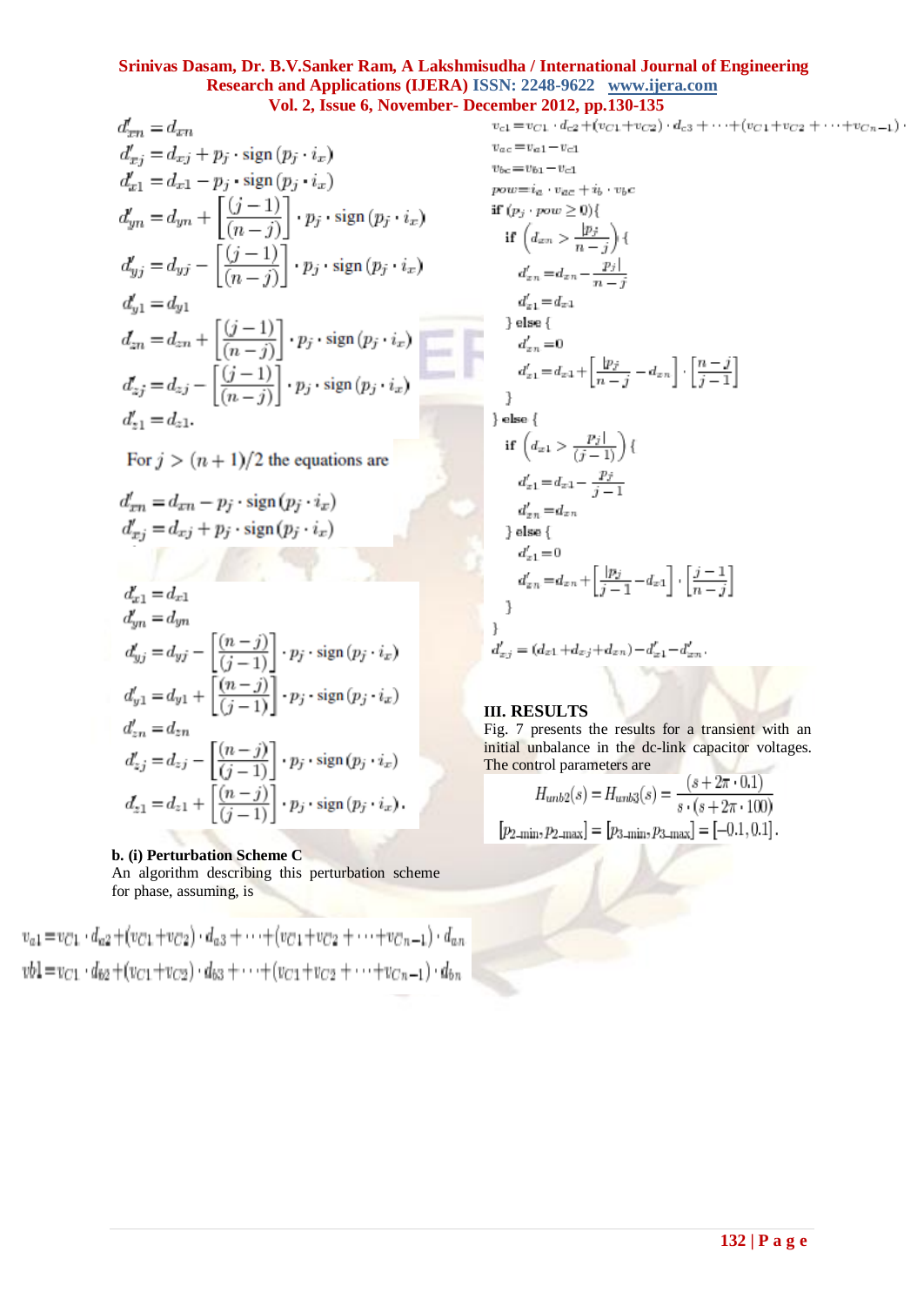$$d'_{xn} = d_{xn}$$

$$d'_{xj} = d_{xj} + p_j \cdot \text{sign}(p_j \cdot i_x)$$

$$d'_{x1} = d_{x1} - p_j \cdot \text{sign}(p_j \cdot i_x)$$

$$d'_{yn} = d_{yn} + \left[\frac{(j-1)}{(n-j)}\right] \cdot p_j \cdot \text{sign}(p_j \cdot i_x)$$

$$d'_{yj} = d_{yj} - \left[\frac{(j-1)}{(n-j)}\right] \cdot p_j \cdot \text{sign}(p_j \cdot i_x)$$

$$d'_{y1} = d_{y1}$$

$$d'_{zn} = d_{zn} + \left[\frac{(j-1)}{(n-j)}\right] \cdot p_j \cdot \text{sign}(p_j \cdot i_x)$$

$$d'_{zj} = d_{zj} - \left[\frac{(j-1)}{(n-j)}\right] \cdot p_j \cdot \text{sign}(p_j \cdot i_x)$$

$$d'_{z1} = d_{z1}.$$

For $j > (n+1)/2$ the equations are

$$d'_{xn} = d_{xn} - p_j \cdot \text{sign}(p_j \cdot i_x)$$

$$d'_{xj} = d_{xj} + p_j \cdot \text{sign}(p_j \cdot i_x)$$

$$d'_{x1} = d_{x1}$$

$$d'_{yn} = d_{yn}$$

$$d'_{yj} = d_{yj} - \left[\frac{(n-j)}{(j-1)}\right] \cdot p_j \cdot \text{sign}(p_j \cdot i_x)$$

$$d'_{y1} = d_{y1} + \left[\frac{(n-j)}{(j-1)}\right] \cdot p_j \cdot \text{sign}(p_j \cdot i_x)$$

$$d'_{zn} = d_{zn}$$

$$d'_{zj} = d_{zj} - \left[\frac{(n-j)}{(j-1)}\right] \cdot p_j \cdot \text{sign}(p_j \cdot i_x)$$

$$d'_{z1} = d_{z1} + \left[\frac{(n-j)}{(j-1)}\right] \cdot p_j \cdot \text{sign}(p_j \cdot i_x).$$

**b. (i) Perturbation Scheme C**

An algorithm describing this perturbation scheme for phase, assuming, is

$$v_{a1} = v_{C1} \cdot d_{a2} + (v_{C1} + v_{C2}) \cdot d_{a3} + \cdots + (v_{C1} + v_{C2} + \cdots + v_{Cn-1}) \cdot d_{an}$$

$$v_{b1} = v_{C1} \cdot d_{b2} + (v_{C1} + v_{C2}) \cdot d_{b3} + \cdots + (v_{C1} + v_{C2} + \cdots + v_{Cn-1}) \cdot d_{bn}$$

$$v_{c1} = v_{C1} \cdot d_{c2} + (v_{C1} + v_{C2}) \cdot d_{c3} + \cdots + (v_{C1} + v_{C2} + \cdots + v_{Cn-1}) \cdot$$

$$v_{ac} = v_{a1} - v_{c1}$$

$$v_{bc} = v_{b1} - v_{c1}$$

$$pow = i_a \cdot v_{ac} + i_b \cdot v_{bc}$$

if $(p_j \cdot pow \geq 0)$ {

  if $\left(d_{xn} > \frac{|p_j}{n-j}\right)$ {

    $d'_{xn} = d_{xn} - \frac{p_j|}{n-j}$

    $d'_{x1} = d_{x1}$

  } else {

    $d'_{xn} = 0$

    $d'_{x1} = d_{x1} + \left[\frac{|p_j}{n-j} - d_{xn}\right] \cdot \left[\frac{n-j}{j-1}\right]$

  }

} else {

  if $\left(d_{x1} > \frac{p_j|}{(j-1)}\right)$ {

    $d'_{x1} = d_{x1} - \frac{p_j}{j-1}$

    $d'_{xn} = d_{xn}$

  } else {

    $d'_{x1} = 0$

    $d'_{xn} = d_{xn} + \left[\frac{|p_j}{j-1} - d_{x1}\right] \cdot \left[\frac{j-1}{n-j}\right]$

  }

}

$$d'_{xj} = (d_{x1} + d_{xj} + d_{xn}) - d'_{x1} - d'_{xn}.$$

## III. RESULTS

Fig. 7 presents the results for a transient with an initial unbalance in the dc-link capacitor voltages. The control parameters are

$$H_{unb2}(s) = H_{unb3}(s) = \frac{(s + 2\pi \cdot 0.1)}{s \cdot (s + 2\pi \cdot 100)}$$

$$[p_{2\_min}, p_{2\_max}] = [p_{3\_min}, p_{3\_max}] = [-0.1, 0.1].$$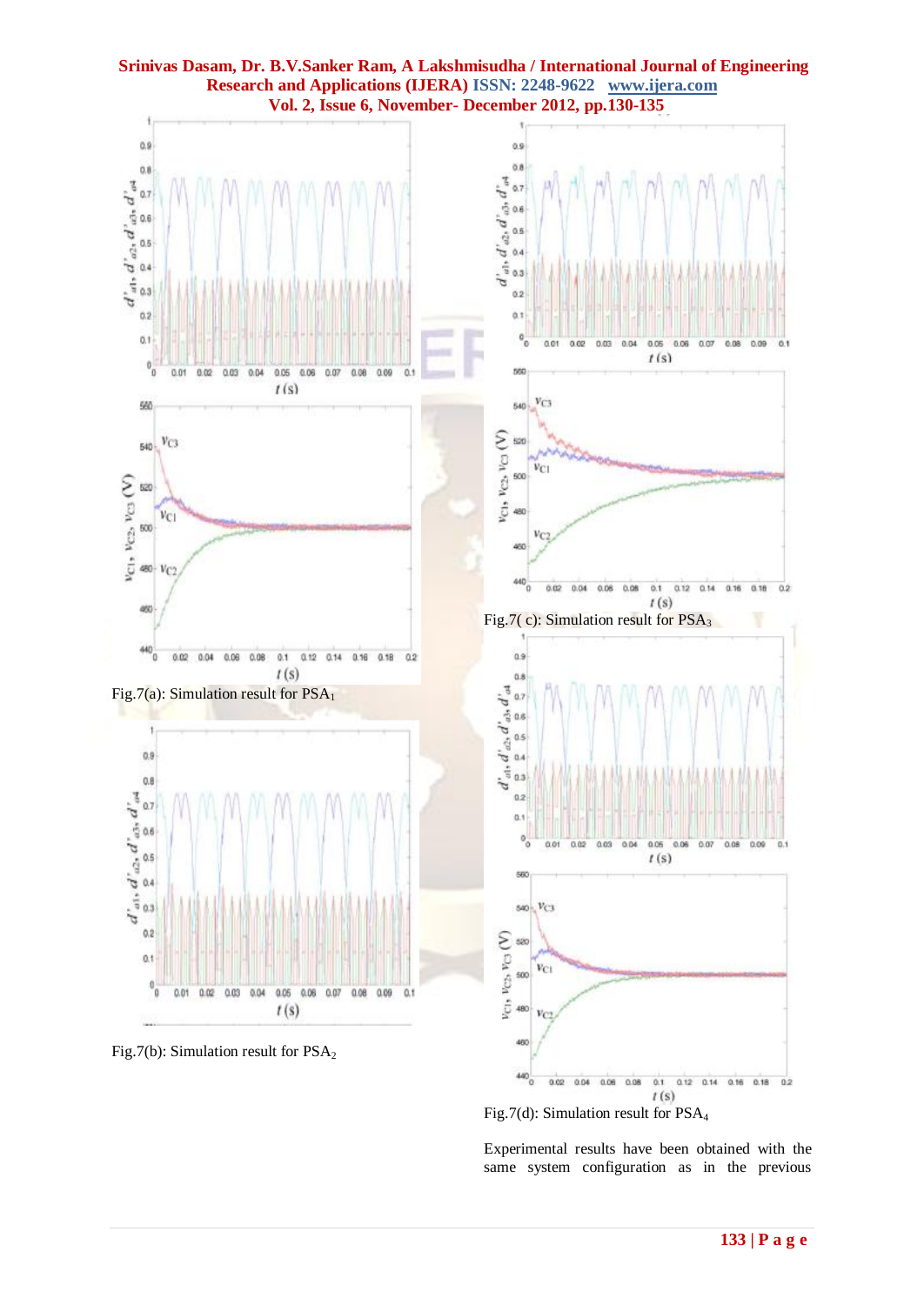Fig.7(a): Simulation result for $PSA_1$

Fig.7(b): Simulation result for $PSA_2$

Fig.7( c): Simulation result for $PSA_3$

Fig.7(d): Simulation result for $PSA_4$

Experimental results have been obtained with the same system configuration as in the previous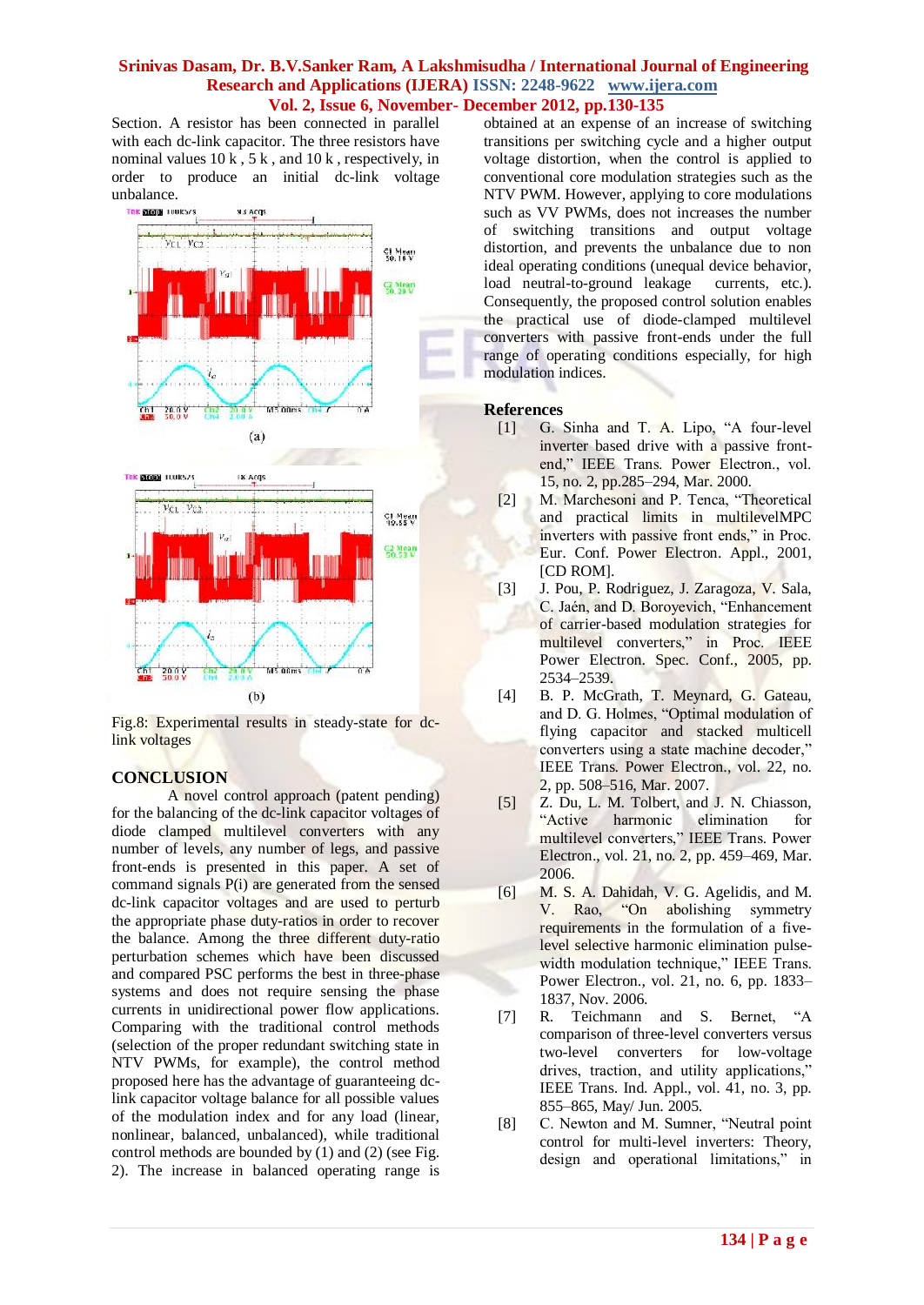Section. A resistor has been connected in parallel with each dc-link capacitor. The three resistors have nominal values 10 k , 5 k , and 10 k , respectively, in order to produce an initial dc-link voltage unbalance.

(a)

(b)

Fig.8: Experimental results in steady-state for dc-link voltages

## CONCLUSION

A novel control approach (patent pending) for the balancing of the dc-link capacitor voltages of diode clamped multilevel converters with any number of levels, any number of legs, and passive front-ends is presented in this paper. A set of command signals P(i) are generated from the sensed dc-link capacitor voltages and are used to perturb the appropriate phase duty-ratios in order to recover the balance. Among the three different duty-ratio perturbation schemes which have been discussed and compared PSC performs the best in three-phase systems and does not require sensing the phase currents in unidirectional power flow applications. Comparing with the traditional control methods (selection of the proper redundant switching state in NTV PWMs, for example), the control method proposed here has the advantage of guaranteeing dc-link capacitor voltage balance for all possible values of the modulation index and for any load (linear, nonlinear, balanced, unbalanced), while traditional control methods are bounded by (1) and (2) (see Fig. 2). The increase in balanced operating range is obtained at an expense of an increase of switching transitions per switching cycle and a higher output voltage distortion, when the control is applied to conventional core modulation strategies such as the NTV PWM. However, applying to core modulations such as VV PWMs, does not increases the number of switching transitions and output voltage distortion, and prevents the unbalance due to non ideal operating conditions (unequal device behavior, load neutral-to-ground leakage currents, etc.). Consequently, the proposed control solution enables the practical use of diode-clamped multilevel converters with passive front-ends under the full range of operating conditions especially, for high modulation indices.

## References

[1] G. Sinha and T. A. Lipo, "A four-level inverter based drive with a passive front-end," IEEE Trans. Power Electron., vol. 15, no. 2, pp.285–294, Mar. 2000.

[2] M. Marchesoni and P. Tenca, "Theoretical and practical limits in multilevelMPC inverters with passive front ends," in Proc. Eur. Conf. Power Electron. Appl., 2001, [CD ROM].

[3] J. Pou, P. Rodriguez, J. Zaragoza, V. Sala, C. Jaén, and D. Boroyevich, "Enhancement of carrier-based modulation strategies for multilevel converters," in Proc. IEEE Power Electron. Spec. Conf., 2005, pp. 2534–2539.

[4] B. P. McGrath, T. Meynard, G. Gateau, and D. G. Holmes, "Optimal modulation of flying capacitor and stacked multicell converters using a state machine decoder," IEEE Trans. Power Electron., vol. 22, no. 2, pp. 508–516, Mar. 2007.

[5] Z. Du, L. M. Tolbert, and J. N. Chiasson, "Active harmonic elimination for multilevel converters," IEEE Trans. Power Electron., vol. 21, no. 2, pp. 459–469, Mar. 2006.

[6] M. S. A. Dahidah, V. G. Agelidis, and M. V. Rao, "On abolishing symmetry requirements in the formulation of a five-level selective harmonic elimination pulse-width modulation technique," IEEE Trans. Power Electron., vol. 21, no. 6, pp. 1833–1837, Nov. 2006.

[7] R. Teichmann and S. Bernet, "A comparison of three-level converters versus two-level converters for low-voltage drives, traction, and utility applications," IEEE Trans. Ind. Appl., vol. 41, no. 3, pp. 855–865, May/ Jun. 2005.

[8] C. Newton and M. Sumner, "Neutral point control for multi-level inverters: Theory, design and operational limitations," in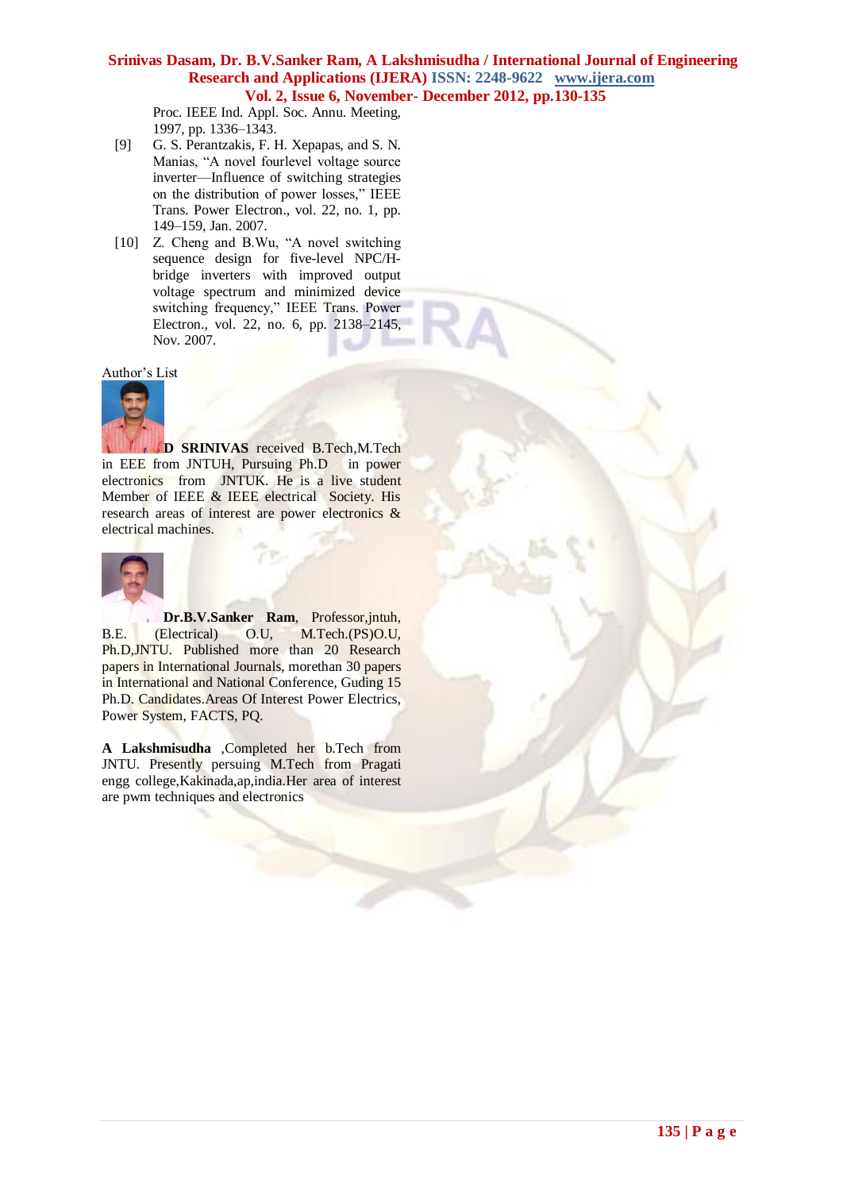Proc. IEEE Ind. Appl. Soc. Annu. Meeting, 1997, pp. 1336–1343.

[9] G. S. Perantzakis, F. H. Xepapas, and S. N. Manias, "A novel fourlevel voltage source inverter—Influence of switching strategies on the distribution of power losses," IEEE Trans. Power Electron., vol. 22, no. 1, pp. 149–159, Jan. 2007.

[10] Z. Cheng and B.Wu, "A novel switching sequence design for five-level NPC/H-bridge inverters with improved output voltage spectrum and minimized device switching frequency," IEEE Trans. Power Electron., vol. 22, no. 6, pp. 2138–2145, Nov. 2007.

Author's List

**D SRINIVAS** received B.Tech,M.Tech in EEE from JNTUH, Pursuing Ph.D in power electronics from JNTUK. He is a live student Member of IEEE & IEEE electrical Society. His research areas of interest are power electronics & electrical machines.

**Dr.B.V.Sanker Ram**, Professor,jntuh, B.E. (Electrical) O.U, M.Tech.(PS)O.U, Ph.D,JNTU. Published more than 20 Research papers in International Journals, morethan 30 papers in International and National Conference, Guding 15 Ph.D. Candidates.Areas Of Interest Power Electrics, Power System, FACTS, PQ.

**A Lakshmisudha** ,Completed her b.Tech from JNTU. Presently persuing M.Tech from Pragati engg college,Kakinada,ap,india.Her area of interest are pwm techniques and electronics